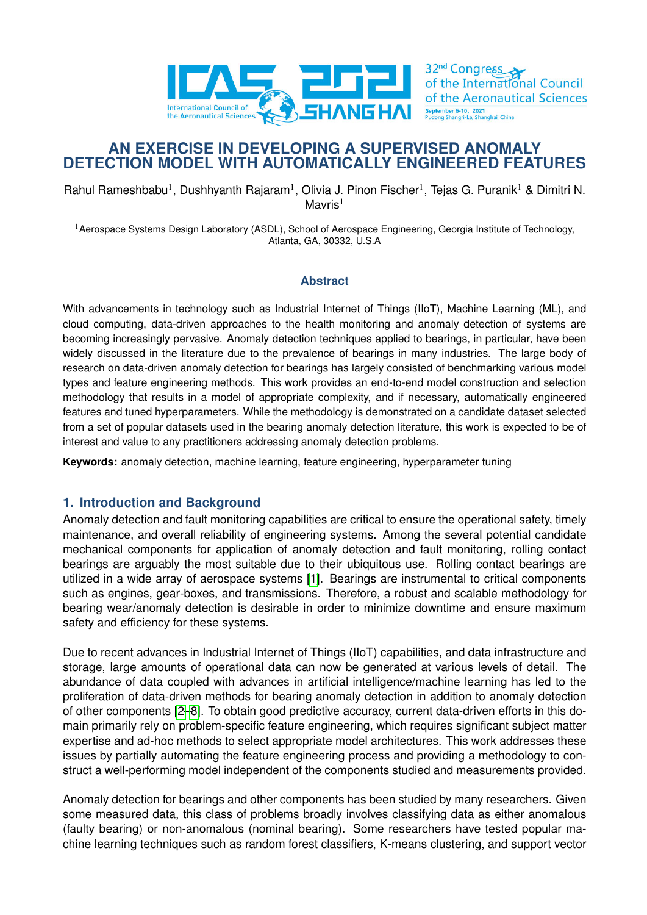# AN EXERCISE IN DEVELOPING A SUPERVISED ANOMALY DETECTION MODEL WITH AUTOMATICALLY ENGINEERED FEATURES

Rahul Rameshbabu[1], Dushhyanth Rajaram[1], Olivia J. Pinon Fischer[1], Tejas G. Puranik[1] & Dimitri N. Mavris[1]

[1]Aerospace Systems Design Laboratory (ASDL), School of Aerospace Engineering, Georgia Institute of Technology, Atlanta, GA, 30332, U.S.A

### Abstract

With advancements in technology such as Industrial Internet of Things (IIoT), Machine Learning (ML), and cloud computing, data-driven approaches to the health monitoring and anomaly detection of systems are becoming increasingly pervasive. Anomaly detection techniques applied to bearings, in particular, have been widely discussed in the literature due to the prevalence of bearings in many industries. The large body of research on data-driven anomaly detection for bearings has largely consisted of benchmarking various model types and feature engineering methods. This work provides an end-to-end model construction and selection methodology that results in a model of appropriate complexity, and if necessary, automatically engineered features and tuned hyperparameters. While the methodology is demonstrated on a candidate dataset selected from a set of popular datasets used in the bearing anomaly detection literature, this work is expected to be of interest and value to any practitioners addressing anomaly detection problems.

**Keywords:** anomaly detection, machine learning, feature engineering, hyperparameter tuning

## 1. Introduction and Background

Anomaly detection and fault monitoring capabilities are critical to ensure the operational safety, timely maintenance, and overall reliability of engineering systems. Among the several potential candidate mechanical components for application of anomaly detection and fault monitoring, rolling contact bearings are arguably the most suitable due to their ubiquitous use. Rolling contact bearings are utilized in a wide array of aerospace systems [1]. Bearings are instrumental to critical components such as engines, gear-boxes, and transmissions. Therefore, a robust and scalable methodology for bearing wear/anomaly detection is desirable in order to minimize downtime and ensure maximum safety and efficiency for these systems.

Due to recent advances in Industrial Internet of Things (IIoT) capabilities, and data infrastructure and storage, large amounts of operational data can now be generated at various levels of detail. The abundance of data coupled with advances in artificial intelligence/machine learning has led to the proliferation of data-driven methods for bearing anomaly detection in addition to anomaly detection of other components [2–8]. To obtain good predictive accuracy, current data-driven efforts in this domain primarily rely on problem-specific feature engineering, which requires significant subject matter expertise and ad-hoc methods to select appropriate model architectures. This work addresses these issues by partially automating the feature engineering process and providing a methodology to construct a well-performing model independent of the components studied and measurements provided.

Anomaly detection for bearings and other components has been studied by many researchers. Given some measured data, this class of problems broadly involves classifying data as either anomalous (faulty bearing) or non-anomalous (nominal bearing). Some researchers have tested popular machine learning techniques such as random forest classifiers, K-means clustering, and support vector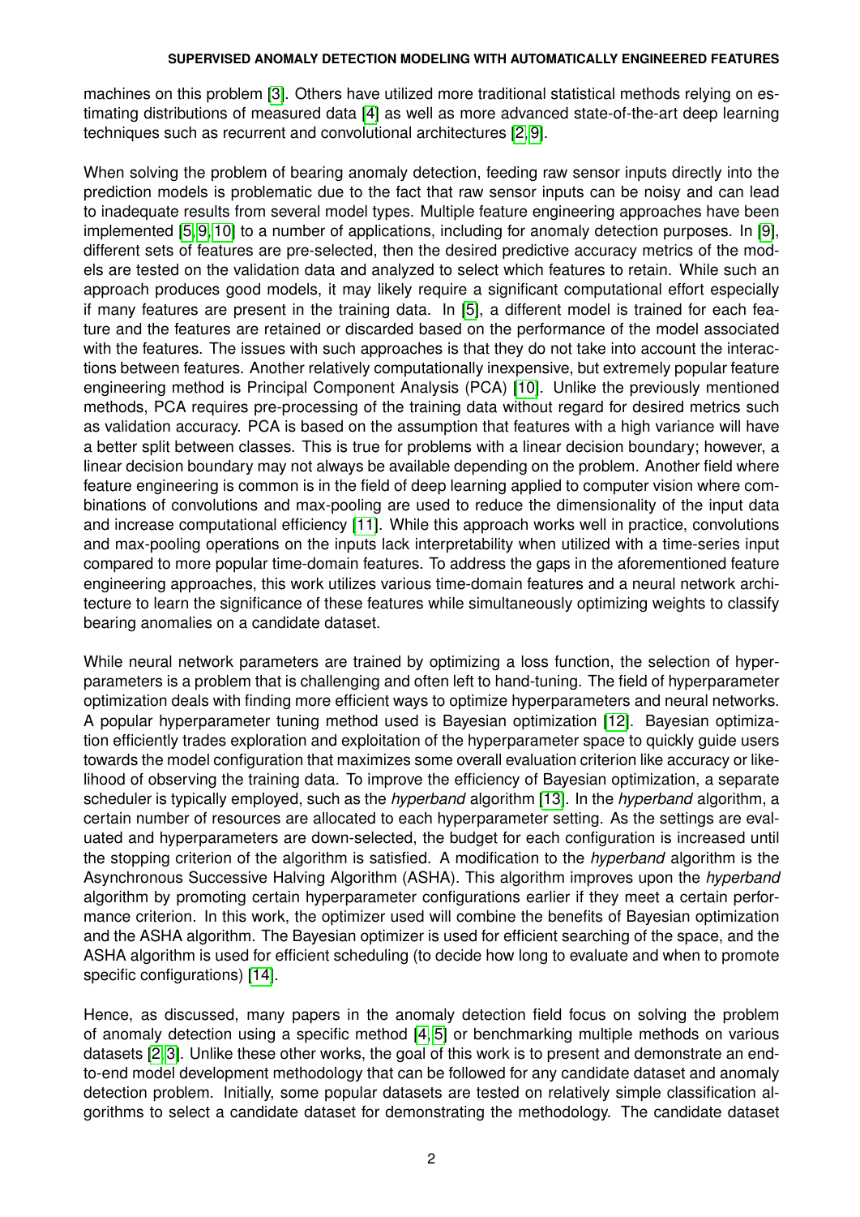machines on this problem [3]. Others have utilized more traditional statistical methods relying on estimating distributions of measured data [4] as well as more advanced state-of-the-art deep learning techniques such as recurrent and convolutional architectures [2, 9].

When solving the problem of bearing anomaly detection, feeding raw sensor inputs directly into the prediction models is problematic due to the fact that raw sensor inputs can be noisy and can lead to inadequate results from several model types. Multiple feature engineering approaches have been implemented [5, 9, 10] to a number of applications, including for anomaly detection purposes. In [9], different sets of features are pre-selected, then the desired predictive accuracy metrics of the models are tested on the validation data and analyzed to select which features to retain. While such an approach produces good models, it may likely require a significant computational effort especially if many features are present in the training data. In [5], a different model is trained for each feature and the features are retained or discarded based on the performance of the model associated with the features. The issues with such approaches is that they do not take into account the interactions between features. Another relatively computationally inexpensive, but extremely popular feature engineering method is Principal Component Analysis (PCA) [10]. Unlike the previously mentioned methods, PCA requires pre-processing of the training data without regard for desired metrics such as validation accuracy. PCA is based on the assumption that features with a high variance will have a better split between classes. This is true for problems with a linear decision boundary; however, a linear decision boundary may not always be available depending on the problem. Another field where feature engineering is common is in the field of deep learning applied to computer vision where combinations of convolutions and max-pooling are used to reduce the dimensionality of the input data and increase computational efficiency [11]. While this approach works well in practice, convolutions and max-pooling operations on the inputs lack interpretability when utilized with a time-series input compared to more popular time-domain features. To address the gaps in the aforementioned feature engineering approaches, this work utilizes various time-domain features and a neural network architecture to learn the significance of these features while simultaneously optimizing weights to classify bearing anomalies on a candidate dataset.

While neural network parameters are trained by optimizing a loss function, the selection of hyperparameters is a problem that is challenging and often left to hand-tuning. The field of hyperparameter optimization deals with finding more efficient ways to optimize hyperparameters and neural networks. A popular hyperparameter tuning method used is Bayesian optimization [12]. Bayesian optimization efficiently trades exploration and exploitation of the hyperparameter space to quickly guide users towards the model configuration that maximizes some overall evaluation criterion like accuracy or likelihood of observing the training data. To improve the efficiency of Bayesian optimization, a separate scheduler is typically employed, such as the *hyperband* algorithm [13]. In the *hyperband* algorithm, a certain number of resources are allocated to each hyperparameter setting. As the settings are evaluated and hyperparameters are down-selected, the budget for each configuration is increased until the stopping criterion of the algorithm is satisfied. A modification to the *hyperband* algorithm is the Asynchronous Successive Halving Algorithm (ASHA). This algorithm improves upon the *hyperband* algorithm by promoting certain hyperparameter configurations earlier if they meet a certain performance criterion. In this work, the optimizer used will combine the benefits of Bayesian optimization and the ASHA algorithm. The Bayesian optimizer is used for efficient searching of the space, and the ASHA algorithm is used for efficient scheduling (to decide how long to evaluate and when to promote specific configurations) [14].

Hence, as discussed, many papers in the anomaly detection field focus on solving the problem of anomaly detection using a specific method [4, 5] or benchmarking multiple methods on various datasets [2, 3]. Unlike these other works, the goal of this work is to present and demonstrate an end-to-end model development methodology that can be followed for any candidate dataset and anomaly detection problem. Initially, some popular datasets are tested on relatively simple classification algorithms to select a candidate dataset for demonstrating the methodology. The candidate dataset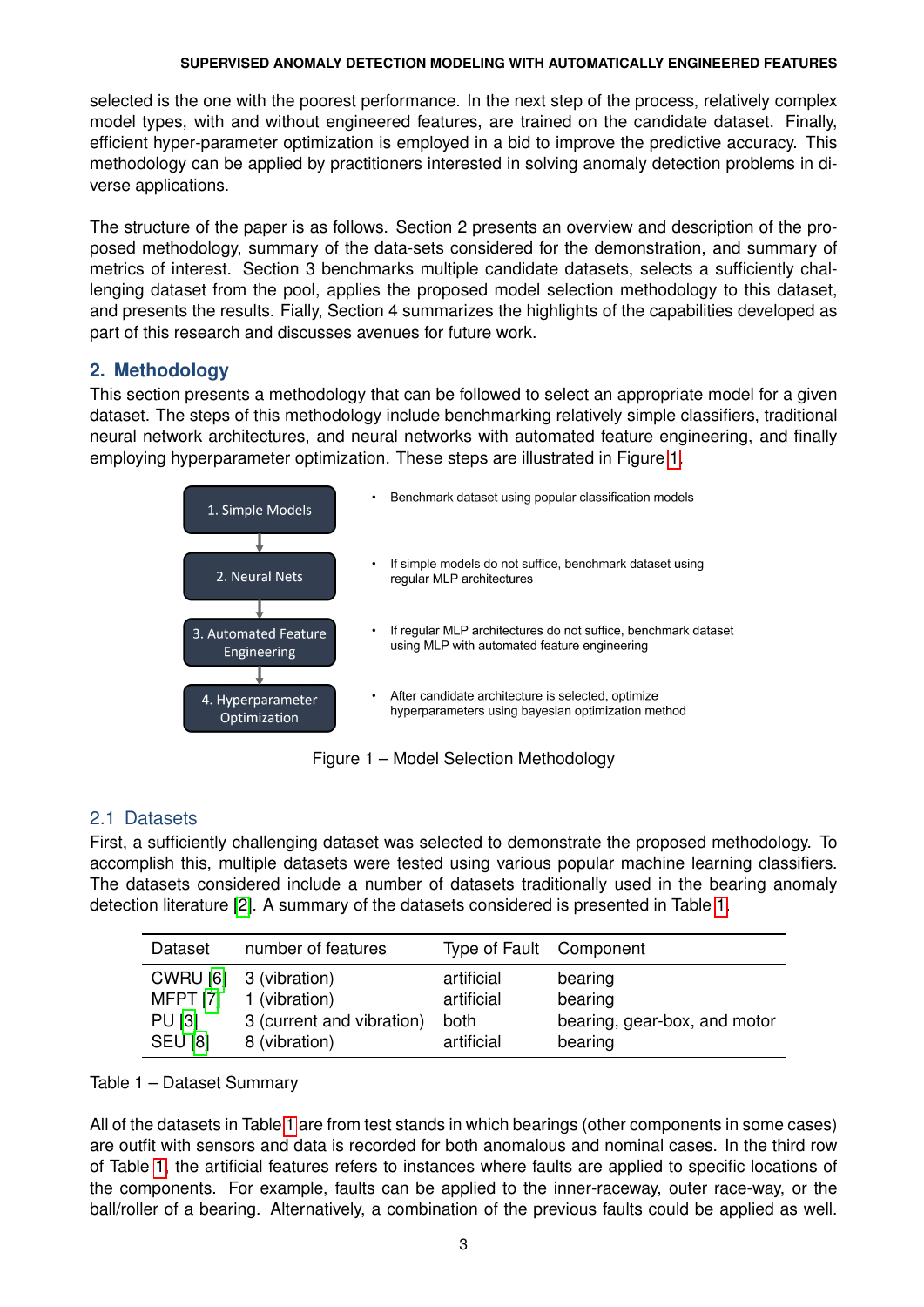selected is the one with the poorest performance. In the next step of the process, relatively complex model types, with and without engineered features, are trained on the candidate dataset. Finally, efficient hyper-parameter optimization is employed in a bid to improve the predictive accuracy. This methodology can be applied by practitioners interested in solving anomaly detection problems in diverse applications.

The structure of the paper is as follows. Section 2 presents an overview and description of the proposed methodology, summary of the data-sets considered for the demonstration, and summary of metrics of interest. Section 3 benchmarks multiple candidate datasets, selects a sufficiently challenging dataset from the pool, applies the proposed model selection methodology to this dataset, and presents the results. Fially, Section 4 summarizes the highlights of the capabilities developed as part of this research and discusses avenues for future work.

## 2. Methodology

This section presents a methodology that can be followed to select an appropriate model for a given dataset. The steps of this methodology include benchmarking relatively simple classifiers, traditional neural network architectures, and neural networks with automated feature engineering, and finally employing hyperparameter optimization. These steps are illustrated in Figure 1.

1. Simple Models
   - Benchmark dataset using popular classification models
2. Neural Nets
   - If simple models do not suffice, benchmark dataset using regular MLP architectures
3. Automated Feature Engineering
   - If regular MLP architectures do not suffice, benchmark dataset using MLP with automated feature engineering
4. Hyperparameter Optimization
   - After candidate architecture is selected, optimize hyperparameters using bayesian optimization method

Figure 1 – Model Selection Methodology

### 2.1 Datasets

First, a sufficiently challenging dataset was selected to demonstrate the proposed methodology. To accomplish this, multiple datasets were tested using various popular machine learning classifiers. The datasets considered include a number of datasets traditionally used in the bearing anomaly detection literature [2]. A summary of the datasets considered is presented in Table 1.

| Dataset | number of features | Type of Fault | Component |
|---|---|---|---|
| CWRU [6] | 3 (vibration) | artificial | bearing |
| MFPT [7] | 1 (vibration) | artificial | bearing |
| PU [3] | 3 (current and vibration) | both | bearing, gear-box, and motor |
| SEU [8] | 8 (vibration) | artificial | bearing |

Table 1 – Dataset Summary

All of the datasets in Table 1 are from test stands in which bearings (other components in some cases) are outfit with sensors and data is recorded for both anomalous and nominal cases. In the third row of Table 1, the artificial features refers to instances where faults are applied to specific locations of the components. For example, faults can be applied to the inner-raceway, outer race-way, or the ball/roller of a bearing. Alternatively, a combination of the previous faults could be applied as well.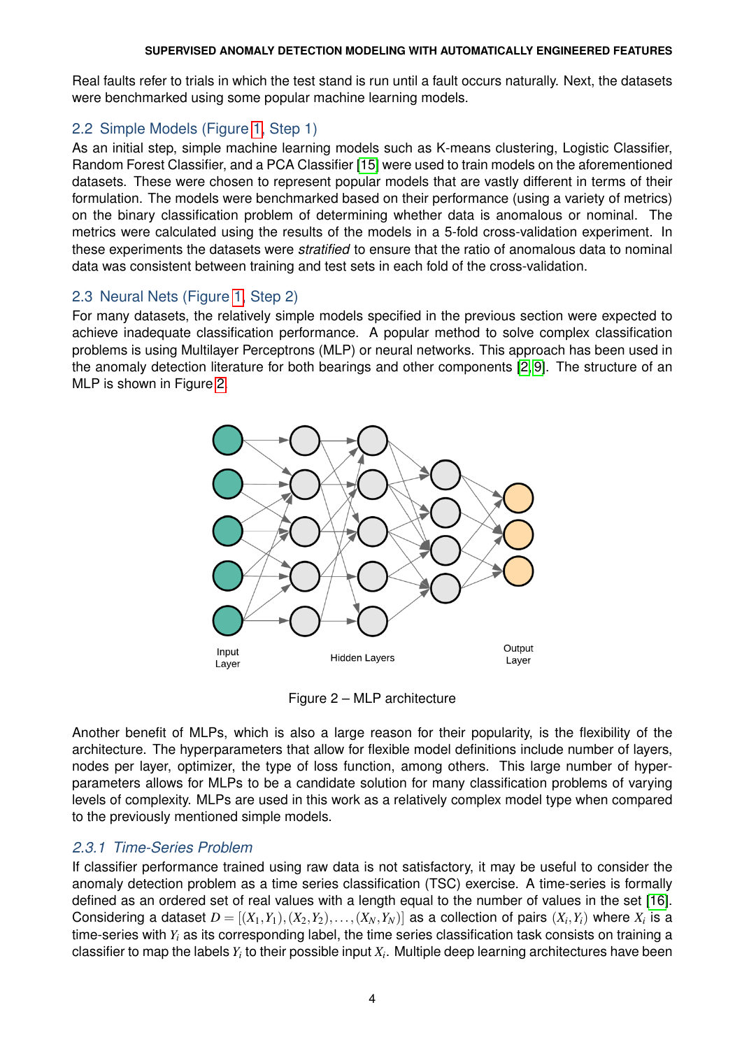Real faults refer to trials in which the test stand is run until a fault occurs naturally. Next, the datasets were benchmarked using some popular machine learning models.

## 2.2 Simple Models (Figure 1, Step 1)

As an initial step, simple machine learning models such as K-means clustering, Logistic Classifier, Random Forest Classifier, and a PCA Classifier [15] were used to train models on the aforementioned datasets. These were chosen to represent popular models that are vastly different in terms of their formulation. The models were benchmarked based on their performance (using a variety of metrics) on the binary classification problem of determining whether data is anomalous or nominal. The metrics were calculated using the results of the models in a 5-fold cross-validation experiment. In these experiments the datasets were *stratified* to ensure that the ratio of anomalous data to nominal data was consistent between training and test sets in each fold of the cross-validation.

## 2.3 Neural Nets (Figure 1, Step 2)

For many datasets, the relatively simple models specified in the previous section were expected to achieve inadequate classification performance. A popular method to solve complex classification problems is using Multilayer Perceptrons (MLP) or neural networks. This approach has been used in the anomaly detection literature for both bearings and other components [2, 9]. The structure of an MLP is shown in Figure 2.

Input Layer — Hidden Layers — Output Layer

Figure 2 – MLP architecture

Another benefit of MLPs, which is also a large reason for their popularity, is the flexibility of the architecture. The hyperparameters that allow for flexible model definitions include number of layers, nodes per layer, optimizer, the type of loss function, among others. This large number of hyperparameters allows for MLPs to be a candidate solution for many classification problems of varying levels of complexity. MLPs are used in this work as a relatively complex model type when compared to the previously mentioned simple models.

### *2.3.1 Time-Series Problem*

If classifier performance trained using raw data is not satisfactory, it may be useful to consider the anomaly detection problem as a time series classification (TSC) exercise. A time-series is formally defined as an ordered set of real values with a length equal to the number of values in the set [16]. Considering a dataset $D = [(X_1, Y_1), (X_2, Y_2), \ldots, (X_N, Y_N)]$ as a collection of pairs $(X_i, Y_i)$ where $X_i$ is a time-series with $Y_i$ as its corresponding label, the time series classification task consists on training a classifier to map the labels $Y_i$ to their possible input $X_i$. Multiple deep learning architectures have been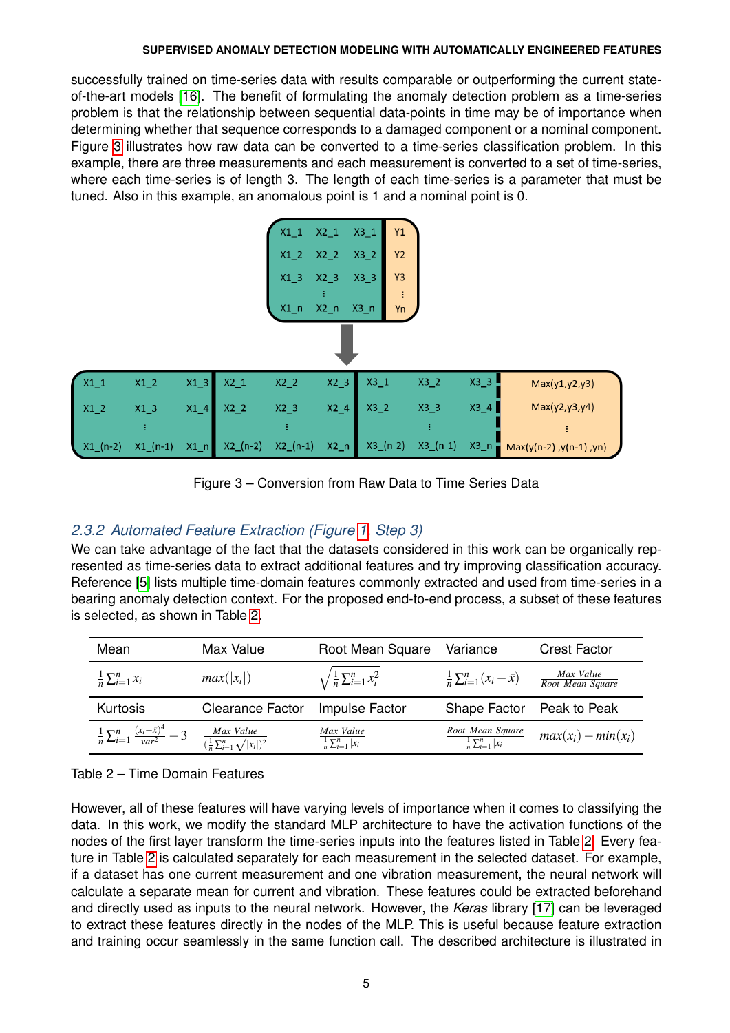successfully trained on time-series data with results comparable or outperforming the current state-of-the-art models [16]. The benefit of formulating the anomaly detection problem as a time-series problem is that the relationship between sequential data-points in time may be of importance when determining whether that sequence corresponds to a damaged component or a nominal component. Figure 3 illustrates how raw data can be converted to a time-series classification problem. In this example, there are three measurements and each measurement is converted to a set of time-series, where each time-series is of length 3. The length of each time-series is a parameter that must be tuned. Also in this example, an anomalous point is 1 and a nominal point is 0.

| X1_1 | X2_1 | X3_1 | Y1 |
|---|---|---|---|
| X1_2 | X2_2 | X3_2 | Y2 |
| X1_3 | X2_3 | X3_3 | Y3 |
| ⋮ | ⋮ | ⋮ | ⋮ |
| X1_n | X2_n | X3_n | Yn |

↓

| X1_1 | X1_2 | X1_3 | X2_1 | X2_2 | X2_3 | X3_1 | X3_2 | X3_3 | Max(y1,y2,y3) |
|---|---|---|---|---|---|---|---|---|---|
| X1_2 | X1_3 | X1_4 | X2_2 | X2_3 | X2_4 | X3_2 | X3_3 | X3_4 | Max(y2,y3,y4) |
| | ⋮ | | | ⋮ | | | ⋮ | | ⋮ |
| X1_(n-2) | X1_(n-1) | X1_n | X2_(n-2) | X2_(n-1) | X2_n | X3_(n-2) | X3_(n-1) | X3_n | Max(y(n-2) ,y(n-1) ,yn) |

Figure 3 – Conversion from Raw Data to Time Series Data

### 2.3.2 Automated Feature Extraction (Figure 1, Step 3)

We can take advantage of the fact that the datasets considered in this work can be organically represented as time-series data to extract additional features and try improving classification accuracy. Reference [5] lists multiple time-domain features commonly extracted and used from time-series in a bearing anomaly detection context. For the proposed end-to-end process, a subset of these features is selected, as shown in Table 2.

| Mean | Max Value | Root Mean Square | Variance | Crest Factor |
|---|---|---|---|---|
| $\frac{1}{n}\sum_{i=1}^{n} x_i$ | $max(\lvert x_i \rvert)$ | $\sqrt{\frac{1}{n}\sum_{i=1}^{n} x_i^2}$ | $\frac{1}{n}\sum_{i=1}^{n}(x_i - \bar{x})$ | $\frac{Max\ Value}{Root\ Mean\ Square}$ |
| **Kurtosis** | **Clearance Factor** | **Impulse Factor** | **Shape Factor** | **Peak to Peak** |
| $\frac{1}{n}\sum_{i=1}^{n}\frac{(x_i-\bar{x})^4}{var^2} - 3$ | $\frac{Max\ Value}{(\frac{1}{n}\sum_{i=1}^{n}\sqrt{\lvert x_i \rvert})^2}$ | $\frac{Max\ Value}{\frac{1}{n}\sum_{i=1}^{n}\lvert x_i \rvert}$ | $\frac{Root\ Mean\ Square}{\frac{1}{n}\sum_{i=1}^{n}\lvert x_i \rvert}$ | $max(x_i) - min(x_i)$ |

Table 2 – Time Domain Features

However, all of these features will have varying levels of importance when it comes to classifying the data. In this work, we modify the standard MLP architecture to have the activation functions of the nodes of the first layer transform the time-series inputs into the features listed in Table 2. Every feature in Table 2 is calculated separately for each measurement in the selected dataset. For example, if a dataset has one current measurement and one vibration measurement, the neural network will calculate a separate mean for current and vibration. These features could be extracted beforehand and directly used as inputs to the neural network. However, the *Keras* library [17] can be leveraged to extract these features directly in the nodes of the MLP. This is useful because feature extraction and training occur seamlessly in the same function call. The described architecture is illustrated in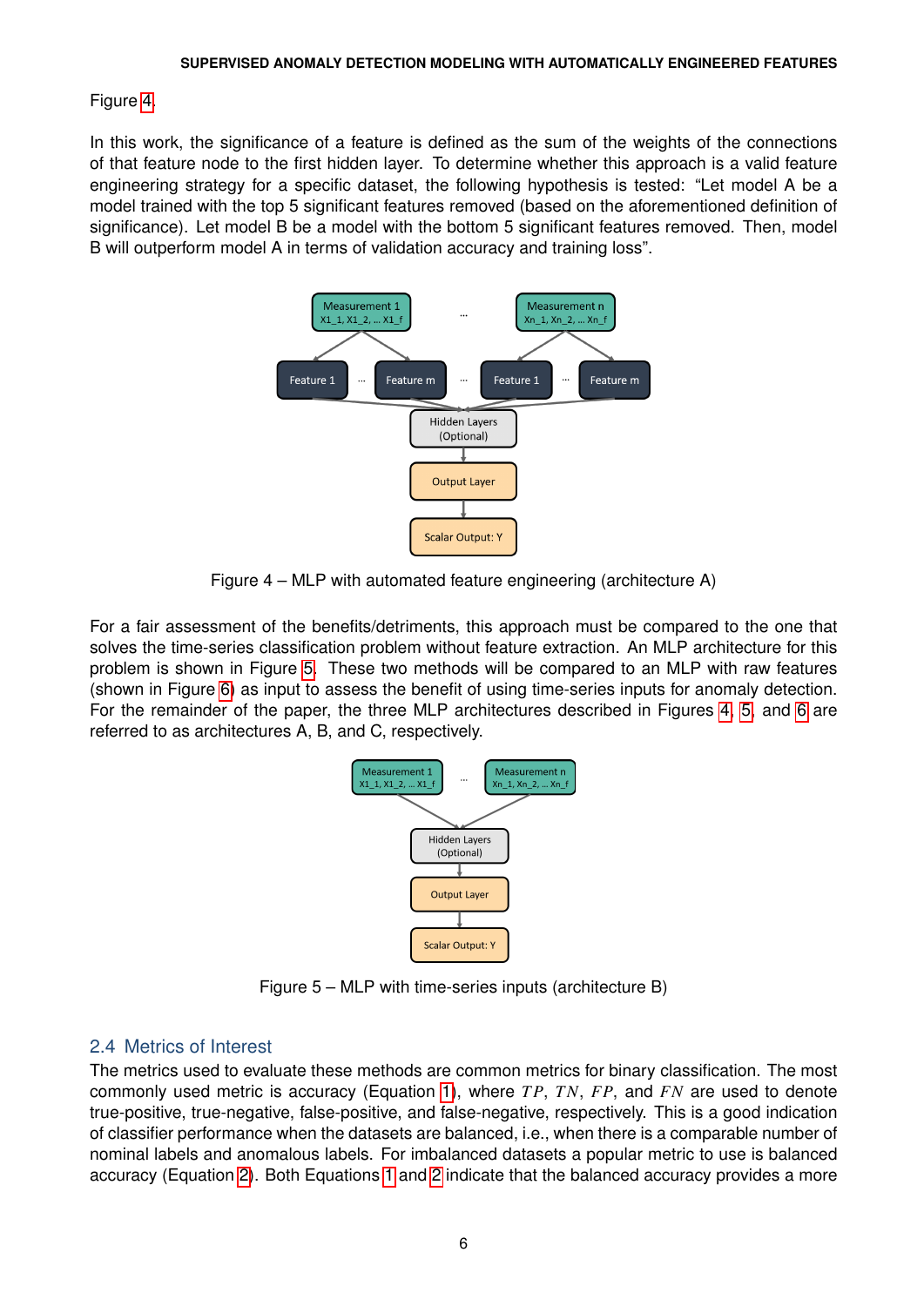Figure 4.

In this work, the significance of a feature is defined as the sum of the weights of the connections of that feature node to the first hidden layer. To determine whether this approach is a valid feature engineering strategy for a specific dataset, the following hypothesis is tested: "Let model A be a model trained with the top 5 significant features removed (based on the aforementioned definition of significance). Let model B be a model with the bottom 5 significant features removed. Then, model B will outperform model A in terms of validation accuracy and training loss".

Figure 4 – MLP with automated feature engineering (architecture A)

For a fair assessment of the benefits/detriments, this approach must be compared to the one that solves the time-series classification problem without feature extraction. An MLP architecture for this problem is shown in Figure 5. These two methods will be compared to an MLP with raw features (shown in Figure 6) as input to assess the benefit of using time-series inputs for anomaly detection. For the remainder of the paper, the three MLP architectures described in Figures 4, 5, and 6 are referred to as architectures A, B, and C, respectively.

Figure 5 – MLP with time-series inputs (architecture B)

## 2.4 Metrics of Interest

The metrics used to evaluate these methods are common metrics for binary classification. The most commonly used metric is accuracy (Equation 1), where $TP$, $TN$, $FP$, and $FN$ are used to denote true-positive, true-negative, false-positive, and false-negative, respectively. This is a good indication of classifier performance when the datasets are balanced, i.e., when there is a comparable number of nominal labels and anomalous labels. For imbalanced datasets a popular metric to use is balanced accuracy (Equation 2). Both Equations 1 and 2 indicate that the balanced accuracy provides a more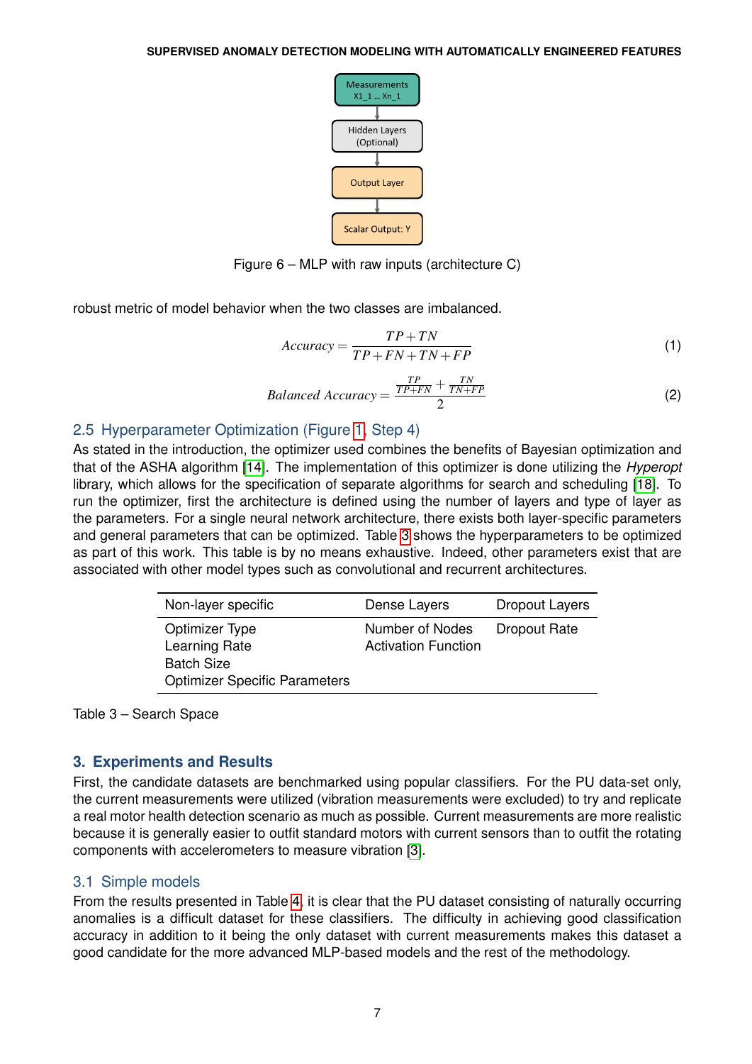Measurements X1_1 ... Xn_1

Hidden Layers (Optional)

Output Layer

Scalar Output: Y

Figure 6 – MLP with raw inputs (architecture C)

robust metric of model behavior when the two classes are imbalanced.

$$Accuracy = \frac{TP+TN}{TP+FN+TN+FP} \tag{1}$$

$$Balanced\ Accuracy = \frac{\frac{TP}{TP+FN} + \frac{TN}{TN+FP}}{2} \tag{2}$$

### 2.5 Hyperparameter Optimization (Figure 1, Step 4)

As stated in the introduction, the optimizer used combines the benefits of Bayesian optimization and that of the ASHA algorithm [14]. The implementation of this optimizer is done utilizing the *Hyperopt* library, which allows for the specification of separate algorithms for search and scheduling [18]. To run the optimizer, first the architecture is defined using the number of layers and type of layer as the parameters. For a single neural network architecture, there exists both layer-specific parameters and general parameters that can be optimized. Table 3 shows the hyperparameters to be optimized as part of this work. This table is by no means exhaustive. Indeed, other parameters exist that are associated with other model types such as convolutional and recurrent architectures.

| Non-layer specific | Dense Layers | Dropout Layers |
|---|---|---|
| Optimizer Type | Number of Nodes | Dropout Rate |
| Learning Rate | Activation Function | |
| Batch Size | | |
| Optimizer Specific Parameters | | |

Table 3 – Search Space

## 3. Experiments and Results

First, the candidate datasets are benchmarked using popular classifiers. For the PU data-set only, the current measurements were utilized (vibration measurements were excluded) to try and replicate a real motor health detection scenario as much as possible. Current measurements are more realistic because it is generally easier to outfit standard motors with current sensors than to outfit the rotating components with accelerometers to measure vibration [3].

### 3.1 Simple models

From the results presented in Table 4, it is clear that the PU dataset consisting of naturally occurring anomalies is a difficult dataset for these classifiers. The difficulty in achieving good classification accuracy in addition to it being the only dataset with current measurements makes this dataset a good candidate for the more advanced MLP-based models and the rest of the methodology.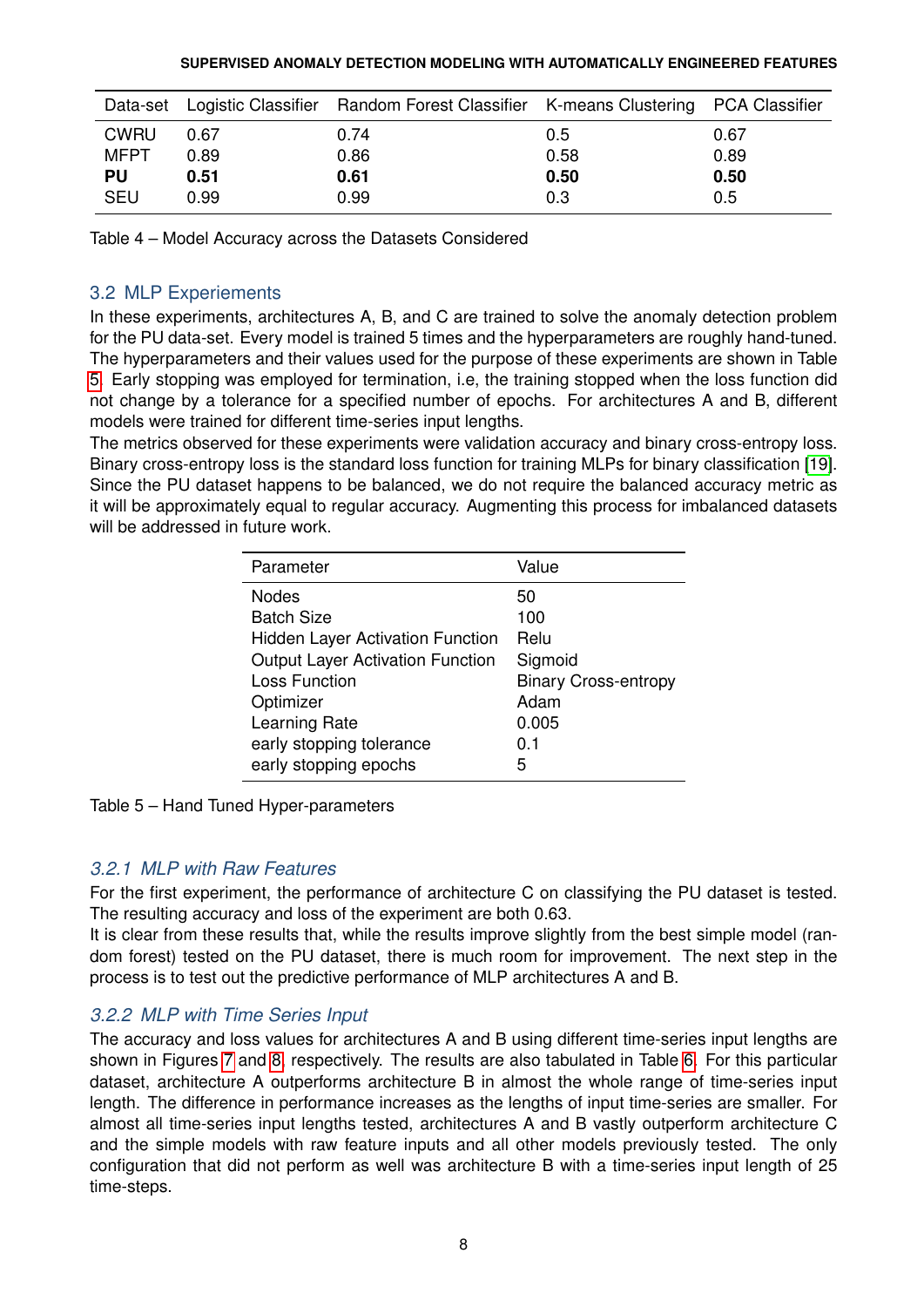| Data-set | Logistic Classifier | Random Forest Classifier | K-means Clustering | PCA Classifier |
|---|---|---|---|---|
| CWRU | 0.67 | 0.74 | 0.5 | 0.67 |
| MFPT | 0.89 | 0.86 | 0.58 | 0.89 |
| **PU** | **0.51** | **0.61** | **0.50** | **0.50** |
| SEU | 0.99 | 0.99 | 0.3 | 0.5 |

Table 4 – Model Accuracy across the Datasets Considered

## 3.2 MLP Experiements

In these experiments, architectures A, B, and C are trained to solve the anomaly detection problem for the PU data-set. Every model is trained 5 times and the hyperparameters are roughly hand-tuned. The hyperparameters and their values used for the purpose of these experiments are shown in Table 5. Early stopping was employed for termination, i.e, the training stopped when the loss function did not change by a tolerance for a specified number of epochs. For architectures A and B, different models were trained for different time-series input lengths.

The metrics observed for these experiments were validation accuracy and binary cross-entropy loss. Binary cross-entropy loss is the standard loss function for training MLPs for binary classification [19]. Since the PU dataset happens to be balanced, we do not require the balanced accuracy metric as it will be approximately equal to regular accuracy. Augmenting this process for imbalanced datasets will be addressed in future work.

| Parameter | Value |
|---|---|
| Nodes | 50 |
| Batch Size | 100 |
| Hidden Layer Activation Function | Relu |
| Output Layer Activation Function | Sigmoid |
| Loss Function | Binary Cross-entropy |
| Optimizer | Adam |
| Learning Rate | 0.005 |
| early stopping tolerance | 0.1 |
| early stopping epochs | 5 |

Table 5 – Hand Tuned Hyper-parameters

### *3.2.1 MLP with Raw Features*

For the first experiment, the performance of architecture C on classifying the PU dataset is tested. The resulting accuracy and loss of the experiment are both 0.63.

It is clear from these results that, while the results improve slightly from the best simple model (random forest) tested on the PU dataset, there is much room for improvement. The next step in the process is to test out the predictive performance of MLP architectures A and B.

### *3.2.2 MLP with Time Series Input*

The accuracy and loss values for architectures A and B using different time-series input lengths are shown in Figures 7 and 8, respectively. The results are also tabulated in Table 6. For this particular dataset, architecture A outperforms architecture B in almost the whole range of time-series input length. The difference in performance increases as the lengths of input time-series are smaller. For almost all time-series input lengths tested, architectures A and B vastly outperform architecture C and the simple models with raw feature inputs and all other models previously tested. The only configuration that did not perform as well was architecture B with a time-series input length of 25 time-steps.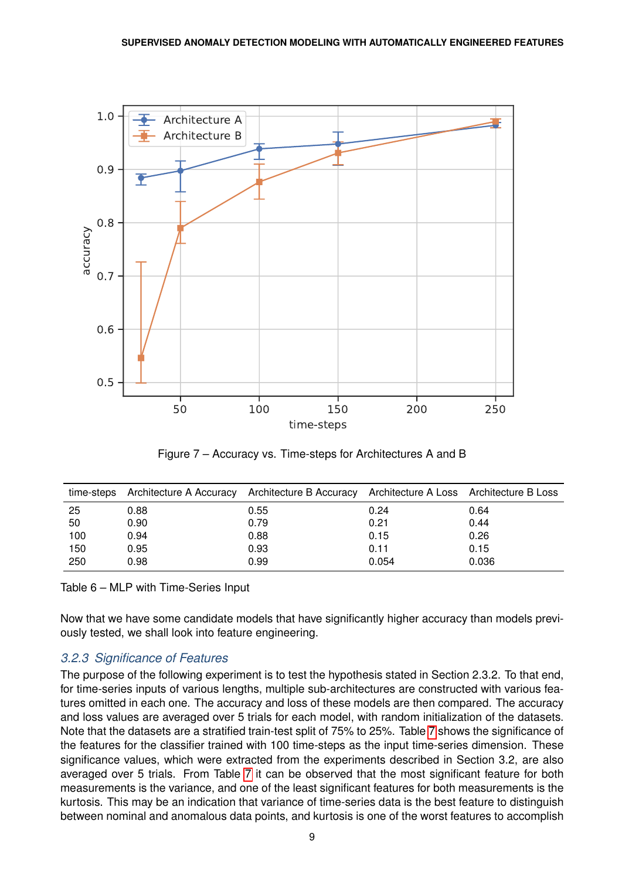Figure 7 – Accuracy vs. Time-steps for Architectures A and B

| time-steps | Architecture A Accuracy | Architecture B Accuracy | Architecture A Loss | Architecture B Loss |
|---|---|---|---|---|
| 25 | 0.88 | 0.55 | 0.24 | 0.64 |
| 50 | 0.90 | 0.79 | 0.21 | 0.44 |
| 100 | 0.94 | 0.88 | 0.15 | 0.26 |
| 150 | 0.95 | 0.93 | 0.11 | 0.15 |
| 250 | 0.98 | 0.99 | 0.054 | 0.036 |

Table 6 – MLP with Time-Series Input

Now that we have some candidate models that have significantly higher accuracy than models previously tested, we shall look into feature engineering.

### 3.2.3 Significance of Features

The purpose of the following experiment is to test the hypothesis stated in Section 2.3.2. To that end, for time-series inputs of various lengths, multiple sub-architectures are constructed with various features omitted in each one. The accuracy and loss of these models are then compared. The accuracy and loss values are averaged over 5 trials for each model, with random initialization of the datasets. Note that the datasets are a stratified train-test split of 75% to 25%. Table 7 shows the significance of the features for the classifier trained with 100 time-steps as the input time-series dimension. These significance values, which were extracted from the experiments described in Section 3.2, are also averaged over 5 trials. From Table 7 it can be observed that the most significant feature for both measurements is the variance, and one of the least significant features for both measurements is the kurtosis. This may be an indication that variance of time-series data is the best feature to distinguish between nominal and anomalous data points, and kurtosis is one of the worst features to accomplish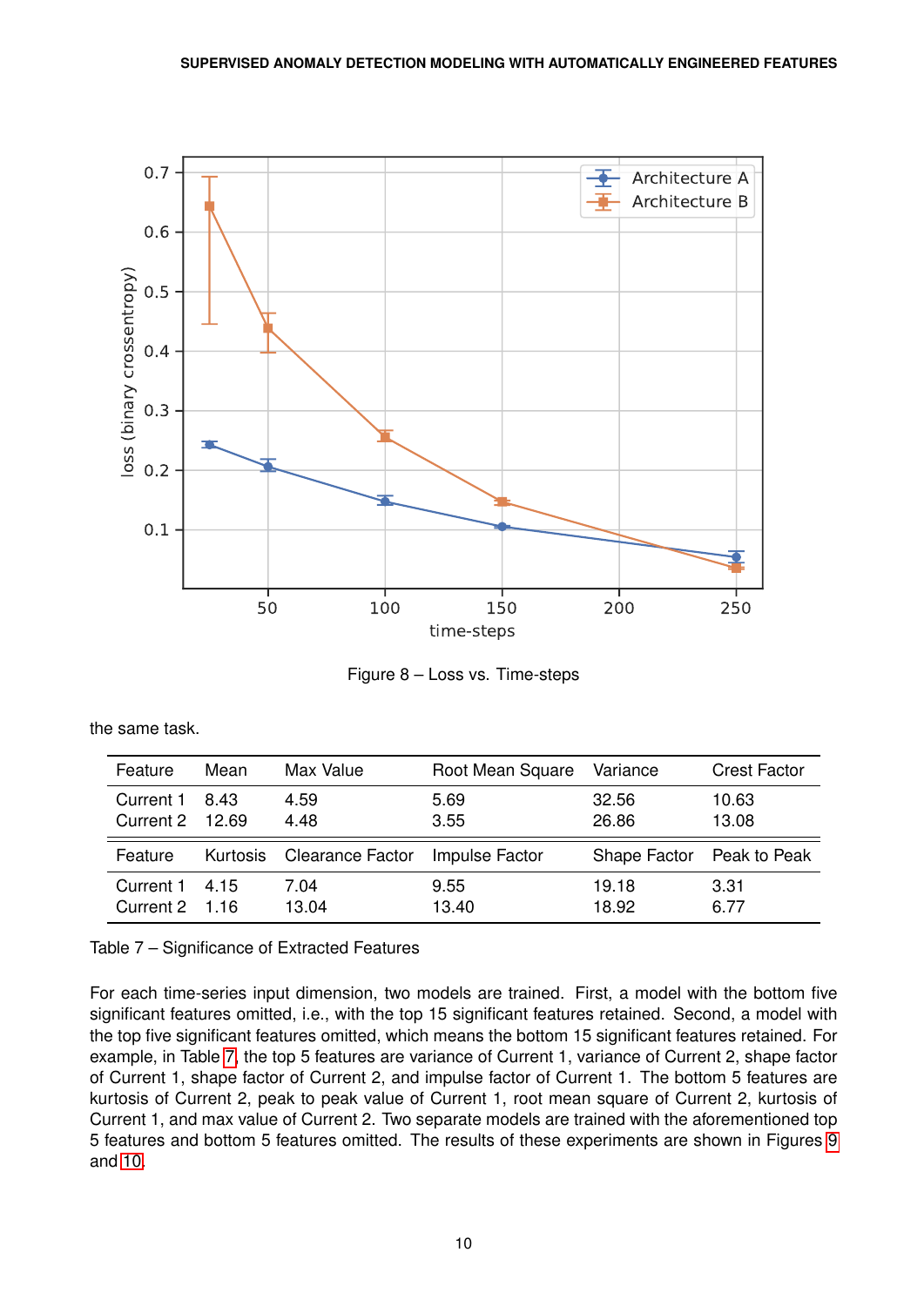Figure 8 – Loss vs. Time-steps

the same task.

| Feature | Mean | Max Value | Root Mean Square | Variance | Crest Factor |
|---|---|---|---|---|---|
| Current 1 | 8.43 | 4.59 | 5.69 | 32.56 | 10.63 |
| Current 2 | 12.69 | 4.48 | 3.55 | 26.86 | 13.08 |
| **Feature** | **Kurtosis** | **Clearance Factor** | **Impulse Factor** | **Shape Factor** | **Peak to Peak** |
| Current 1 | 4.15 | 7.04 | 9.55 | 19.18 | 3.31 |
| Current 2 | 1.16 | 13.04 | 13.40 | 18.92 | 6.77 |

Table 7 – Significance of Extracted Features

For each time-series input dimension, two models are trained. First, a model with the bottom five significant features omitted, i.e., with the top 15 significant features retained. Second, a model with the top five significant features omitted, which means the bottom 15 significant features retained. For example, in Table 7, the top 5 features are variance of Current 1, variance of Current 2, shape factor of Current 1, shape factor of Current 2, and impulse factor of Current 1. The bottom 5 features are kurtosis of Current 2, peak to peak value of Current 1, root mean square of Current 2, kurtosis of Current 1, and max value of Current 2. Two separate models are trained with the aforementioned top 5 features and bottom 5 features omitted. The results of these experiments are shown in Figures 9 and 10.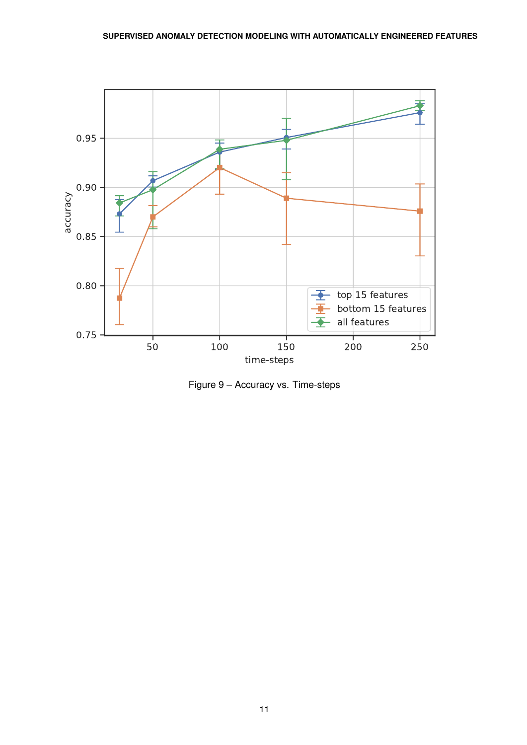Figure 9 – Accuracy vs. Time-steps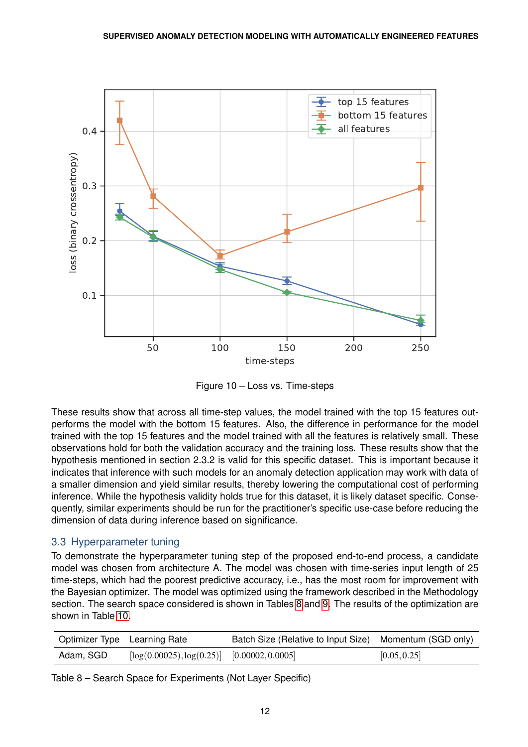Figure 10 – Loss vs. Time-steps

These results show that across all time-step values, the model trained with the top 15 features outperforms the model with the bottom 15 features. Also, the difference in performance for the model trained with the top 15 features and the model trained with all the features is relatively small. These observations hold for both the validation accuracy and the training loss. These results show that the hypothesis mentioned in section 2.3.2 is valid for this specific dataset. This is important because it indicates that inference with such models for an anomaly detection application may work with data of a smaller dimension and yield similar results, thereby lowering the computational cost of performing inference. While the hypothesis validity holds true for this dataset, it is likely dataset specific. Consequently, similar experiments should be run for the practitioner's specific use-case before reducing the dimension of data during inference based on significance.

### 3.3 Hyperparameter tuning

To demonstrate the hyperparameter tuning step of the proposed end-to-end process, a candidate model was chosen from architecture A. The model was chosen with time-series input length of 25 time-steps, which had the poorest predictive accuracy, i.e., has the most room for improvement with the Bayesian optimizer. The model was optimized using the framework described in the Methodology section. The search space considered is shown in Tables 8 and 9. The results of the optimization are shown in Table 10.

| Optimizer Type | Learning Rate | Batch Size (Relative to Input Size) | Momentum (SGD only) |
|---|---|---|---|
| Adam, SGD | $[\log(0.00025), \log(0.25)]$ | $[0.00002, 0.0005]$ | $[0.05, 0.25]$ |

Table 8 – Search Space for Experiments (Not Layer Specific)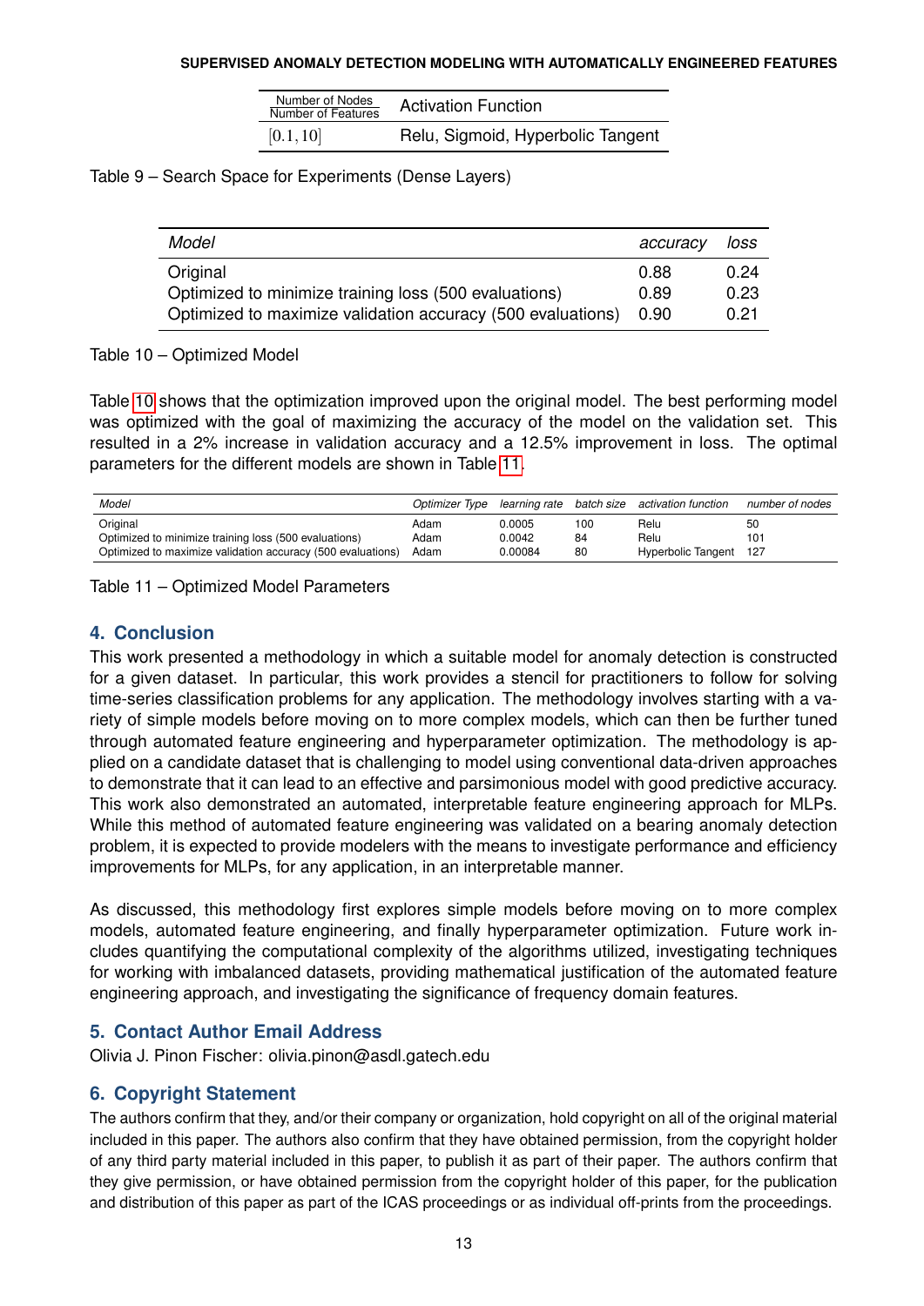| $\frac{\text{Number of Nodes}}{\text{Number of Features}}$ | Activation Function |
|---|---|
| $[0.1, 10]$ | Relu, Sigmoid, Hyperbolic Tangent |

Table 9 – Search Space for Experiments (Dense Layers)

| *Model* | *accuracy* | *loss* |
|---|---|---|
| Original | 0.88 | 0.24 |
| Optimized to minimize training loss (500 evaluations) | 0.89 | 0.23 |
| Optimized to maximize validation accuracy (500 evaluations) | 0.90 | 0.21 |

Table 10 – Optimized Model

Table 10 shows that the optimization improved upon the original model. The best performing model was optimized with the goal of maximizing the accuracy of the model on the validation set. This resulted in a 2% increase in validation accuracy and a 12.5% improvement in loss. The optimal parameters for the different models are shown in Table 11.

| *Model* | *Optimizer Type* | *learning rate* | *batch size* | *activation function* | *number of nodes* |
|---|---|---|---|---|---|
| Original | Adam | 0.0005 | 100 | Relu | 50 |
| Optimized to minimize training loss (500 evaluations) | Adam | 0.0042 | 84 | Relu | 101 |
| Optimized to maximize validation accuracy (500 evaluations) | Adam | 0.00084 | 80 | Hyperbolic Tangent | 127 |

Table 11 – Optimized Model Parameters

## 4. Conclusion

This work presented a methodology in which a suitable model for anomaly detection is constructed for a given dataset. In particular, this work provides a stencil for practitioners to follow for solving time-series classification problems for any application. The methodology involves starting with a variety of simple models before moving on to more complex models, which can then be further tuned through automated feature engineering and hyperparameter optimization. The methodology is applied on a candidate dataset that is challenging to model using conventional data-driven approaches to demonstrate that it can lead to an effective and parsimonious model with good predictive accuracy. This work also demonstrated an automated, interpretable feature engineering approach for MLPs. While this method of automated feature engineering was validated on a bearing anomaly detection problem, it is expected to provide modelers with the means to investigate performance and efficiency improvements for MLPs, for any application, in an interpretable manner.

As discussed, this methodology first explores simple models before moving on to more complex models, automated feature engineering, and finally hyperparameter optimization. Future work includes quantifying the computational complexity of the algorithms utilized, investigating techniques for working with imbalanced datasets, providing mathematical justification of the automated feature engineering approach, and investigating the significance of frequency domain features.

## 5. Contact Author Email Address

Olivia J. Pinon Fischer: olivia.pinon@asdl.gatech.edu

## 6. Copyright Statement

The authors confirm that they, and/or their company or organization, hold copyright on all of the original material included in this paper. The authors also confirm that they have obtained permission, from the copyright holder of any third party material included in this paper, to publish it as part of their paper. The authors confirm that they give permission, or have obtained permission from the copyright holder of this paper, for the publication and distribution of this paper as part of the ICAS proceedings or as individual off-prints from the proceedings.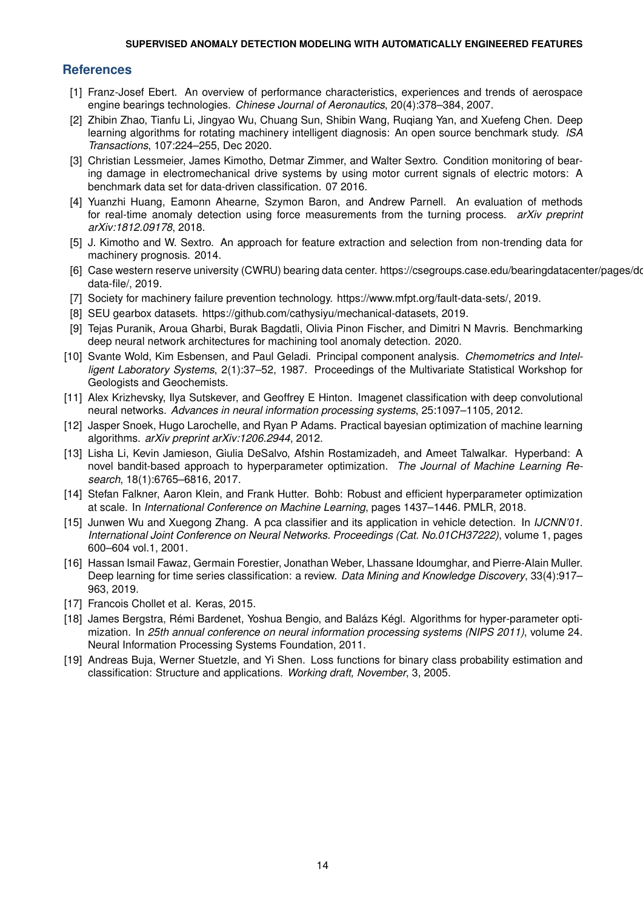## References

[1] Franz-Josef Ebert. An overview of performance characteristics, experiences and trends of aerospace engine bearings technologies. *Chinese Journal of Aeronautics*, 20(4):378–384, 2007.

[2] Zhibin Zhao, Tianfu Li, Jingyao Wu, Chuang Sun, Shibin Wang, Ruqiang Yan, and Xuefeng Chen. Deep learning algorithms for rotating machinery intelligent diagnosis: An open source benchmark study. *ISA Transactions*, 107:224–255, Dec 2020.

[3] Christian Lessmeier, James Kimotho, Detmar Zimmer, and Walter Sextro. Condition monitoring of bearing damage in electromechanical drive systems by using motor current signals of electric motors: A benchmark data set for data-driven classification. 07 2016.

[4] Yuanzhi Huang, Eamonn Ahearne, Szymon Baron, and Andrew Parnell. An evaluation of methods for real-time anomaly detection using force measurements from the turning process. *arXiv preprint arXiv:1812.09178*, 2018.

[5] J. Kimotho and W. Sextro. An approach for feature extraction and selection from non-trending data for machinery prognosis. 2014.

[6] Case western reserve university (CWRU) bearing data center. https://csegroups.case.edu/bearingdatacenter/pages/dc data-file/, 2019.

[7] Society for machinery failure prevention technology. https://www.mfpt.org/fault-data-sets/, 2019.

[8] SEU gearbox datasets. https://github.com/cathysiyu/mechanical-datasets, 2019.

[9] Tejas Puranik, Aroua Gharbi, Burak Bagdatli, Olivia Pinon Fischer, and Dimitri N Mavris. Benchmarking deep neural network architectures for machining tool anomaly detection. 2020.

[10] Svante Wold, Kim Esbensen, and Paul Geladi. Principal component analysis. *Chemometrics and Intelligent Laboratory Systems*, 2(1):37–52, 1987. Proceedings of the Multivariate Statistical Workshop for Geologists and Geochemists.

[11] Alex Krizhevsky, Ilya Sutskever, and Geoffrey E Hinton. Imagenet classification with deep convolutional neural networks. *Advances in neural information processing systems*, 25:1097–1105, 2012.

[12] Jasper Snoek, Hugo Larochelle, and Ryan P Adams. Practical bayesian optimization of machine learning algorithms. *arXiv preprint arXiv:1206.2944*, 2012.

[13] Lisha Li, Kevin Jamieson, Giulia DeSalvo, Afshin Rostamizadeh, and Ameet Talwalkar. Hyperband: A novel bandit-based approach to hyperparameter optimization. *The Journal of Machine Learning Research*, 18(1):6765–6816, 2017.

[14] Stefan Falkner, Aaron Klein, and Frank Hutter. Bohb: Robust and efficient hyperparameter optimization at scale. In *International Conference on Machine Learning*, pages 1437–1446. PMLR, 2018.

[15] Junwen Wu and Xuegong Zhang. A pca classifier and its application in vehicle detection. In *IJCNN'01. International Joint Conference on Neural Networks. Proceedings (Cat. No.01CH37222)*, volume 1, pages 600–604 vol.1, 2001.

[16] Hassan Ismail Fawaz, Germain Forestier, Jonathan Weber, Lhassane Idoumghar, and Pierre-Alain Muller. Deep learning for time series classification: a review. *Data Mining and Knowledge Discovery*, 33(4):917–963, 2019.

[17] Francois Chollet et al. Keras, 2015.

[18] James Bergstra, Rémi Bardenet, Yoshua Bengio, and Balázs Kégl. Algorithms for hyper-parameter optimization. In *25th annual conference on neural information processing systems (NIPS 2011)*, volume 24. Neural Information Processing Systems Foundation, 2011.

[19] Andreas Buja, Werner Stuetzle, and Yi Shen. Loss functions for binary class probability estimation and classification: Structure and applications. *Working draft, November*, 3, 2005.